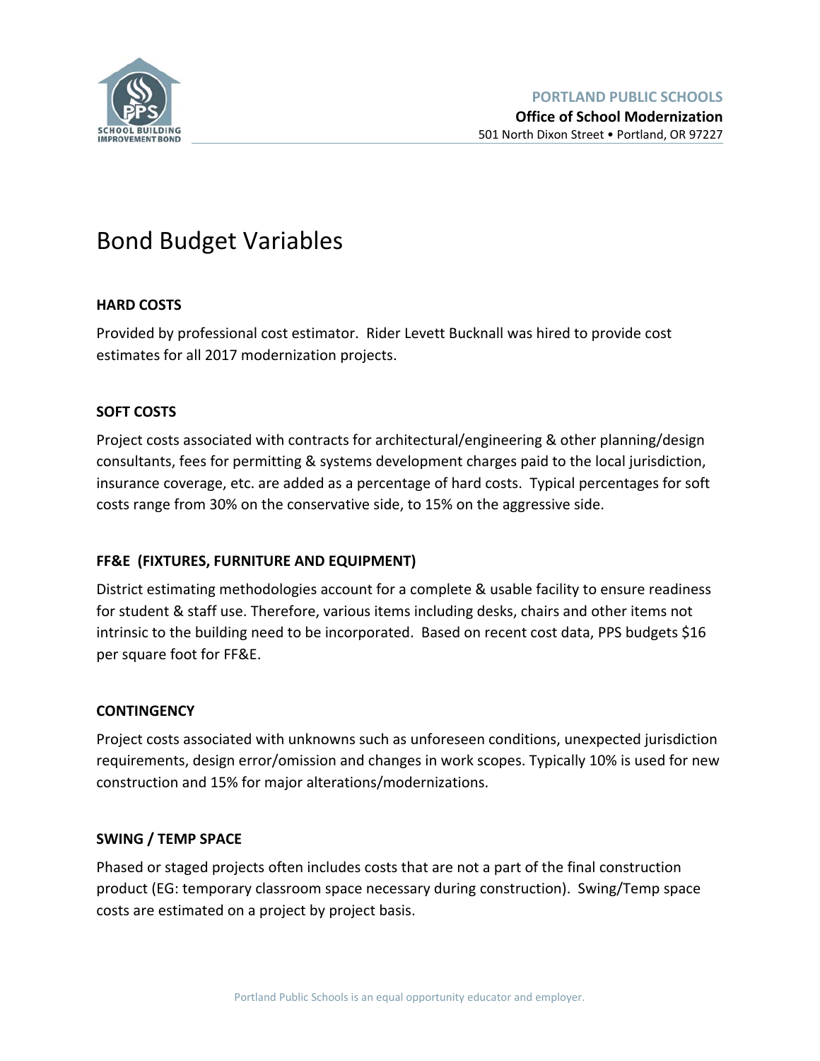**PORTLAND PUBLIC SCHOOLS**
**Office of School Modernization**
501 North Dixon Street • Portland, OR 97227

# Bond Budget Variables

### HARD COSTS

Provided by professional cost estimator. Rider Levett Bucknall was hired to provide cost estimates for all 2017 modernization projects.

### SOFT COSTS

Project costs associated with contracts for architectural/engineering & other planning/design consultants, fees for permitting & systems development charges paid to the local jurisdiction, insurance coverage, etc. are added as a percentage of hard costs. Typical percentages for soft costs range from 30% on the conservative side, to 15% on the aggressive side.

### FF&E (FIXTURES, FURNITURE AND EQUIPMENT)

District estimating methodologies account for a complete & usable facility to ensure readiness for student & staff use. Therefore, various items including desks, chairs and other items not intrinsic to the building need to be incorporated. Based on recent cost data, PPS budgets $16 per square foot for FF&E.

### CONTINGENCY

Project costs associated with unknowns such as unforeseen conditions, unexpected jurisdiction requirements, design error/omission and changes in work scopes. Typically 10% is used for new construction and 15% for major alterations/modernizations.

### SWING / TEMP SPACE

Phased or staged projects often includes costs that are not a part of the final construction product (EG: temporary classroom space necessary during construction). Swing/Temp space costs are estimated on a project by project basis.

Portland Public Schools is an equal opportunity educator and employer.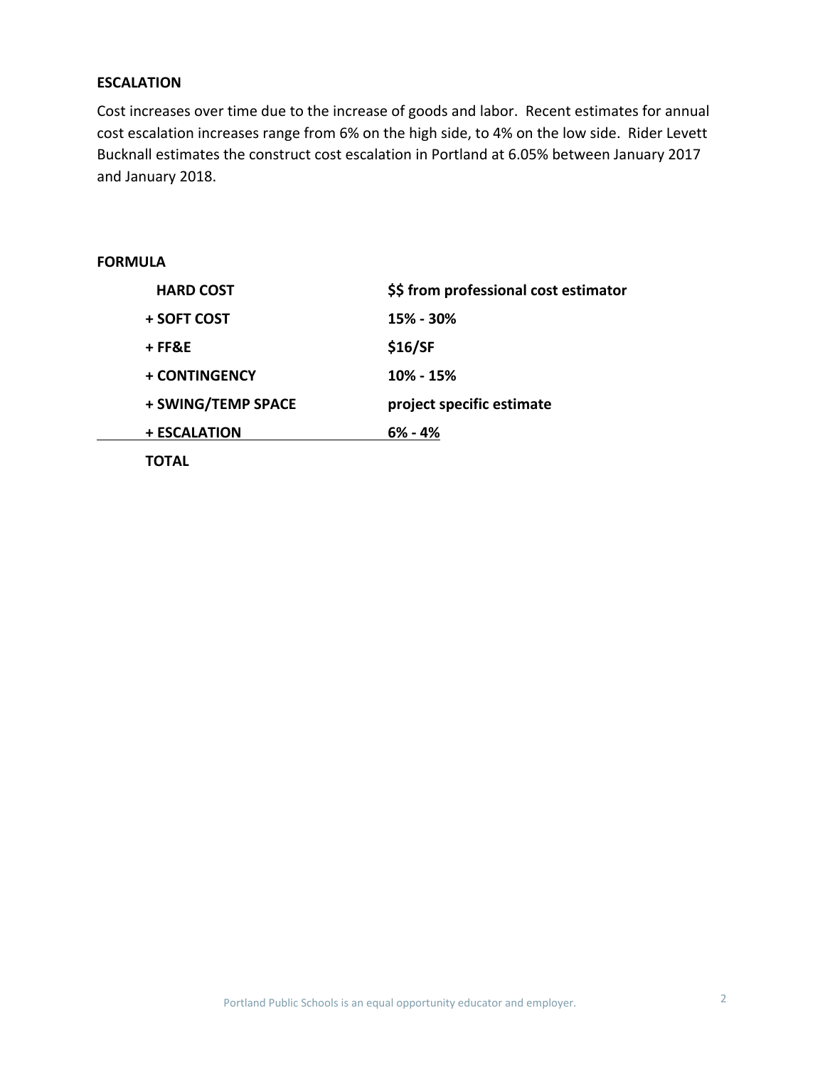**ESCALATION**

Cost increases over time due to the increase of goods and labor. Recent estimates for annual cost escalation increases range from 6% on the high side, to 4% on the low side. Rider Levett Bucknall estimates the construct cost escalation in Portland at 6.05% between January 2017 and January 2018.

**FORMULA**

| | |
|---|---|
| **HARD COST** | **$$ from professional cost estimator** |
| **+ SOFT COST** | **15% - 30%** |
| **+ FF&E** | **$16/SF** |
| **+ CONTINGENCY** | **10% - 15%** |
| **+ SWING/TEMP SPACE** | **project specific estimate** |
| **+ ESCALATION** | **6% - 4%** |
| **TOTAL** | |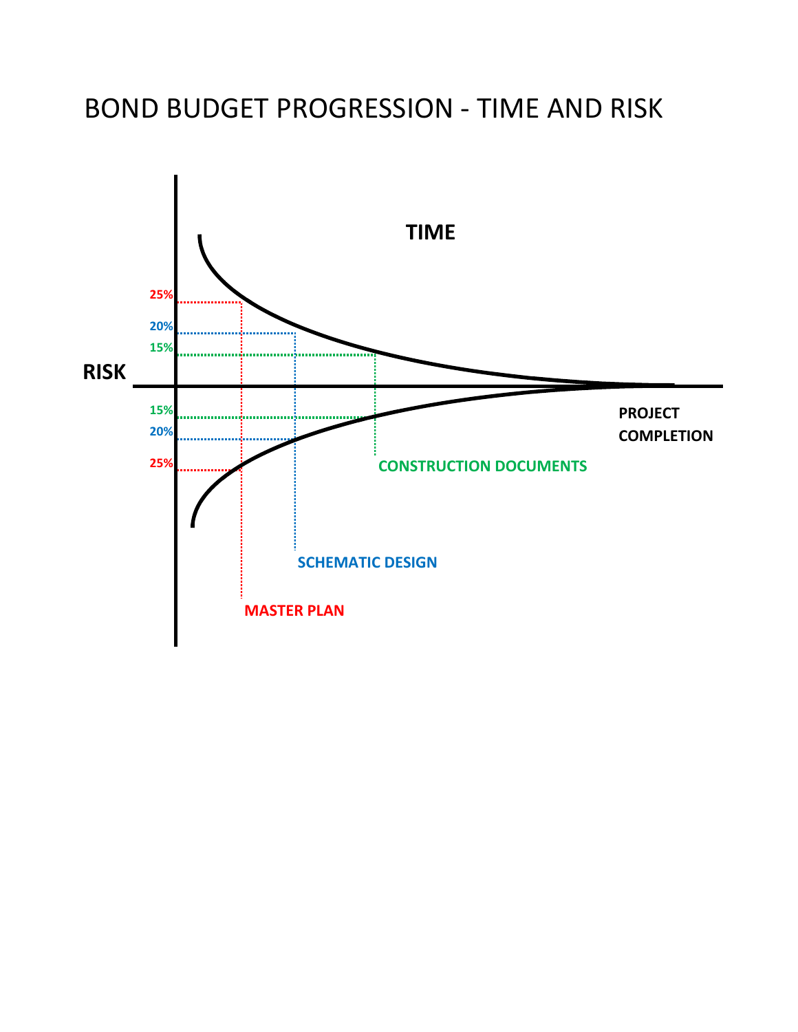# BOND BUDGET PROGRESSION - TIME AND RISK

TIME

RISK

25%

20%

15%

15%

20%

25%

PROJECT COMPLETION

CONSTRUCTION DOCUMENTS

SCHEMATIC DESIGN

MASTER PLAN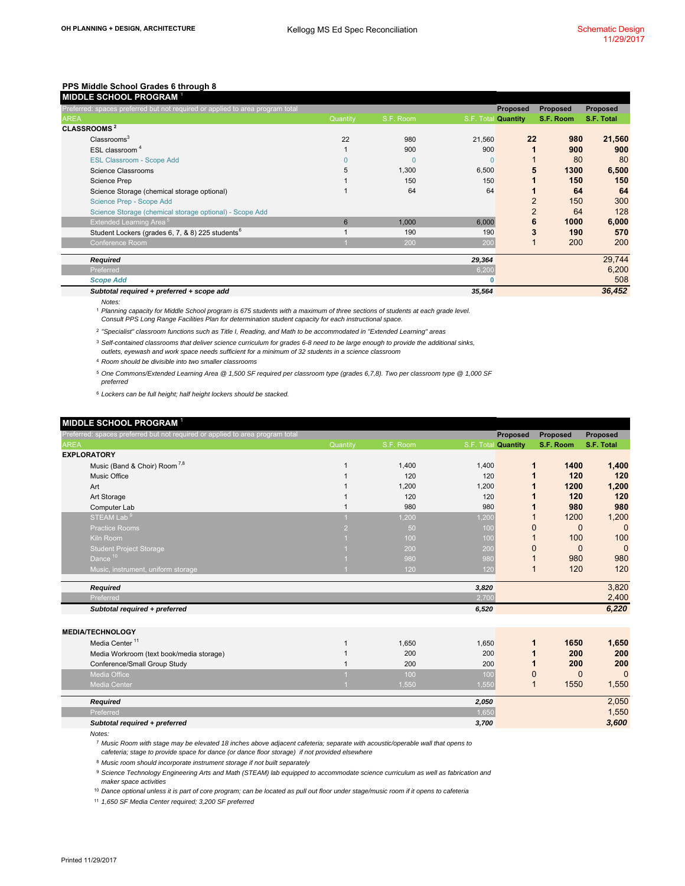## PPS Middle School Grades 6 through 8

### MIDDLE SCHOOL PROGRAM [1]

| Preferred: spaces preferred but not required or applied to area program total | | | | Proposed | Proposed | Proposed |
|---|---|---|---|---|---|---|
| AREA | Quantity | S.F. Room | S.F. Total | Quantity | S.F. Room | S.F. Total |
| **CLASSROOMS [2]** | | | | | | |
| Classrooms[3] | 22 | 980 | 21,560 | **22** | **980** | **21,560** |
| ESL classroom [4] | 1 | 900 | 900 | **1** | **900** | **900** |
| ESL Classroom - Scope Add | 0 | 0 | 0 | 1 | 80 | 80 |
| Science Classrooms | 5 | 1,300 | 6,500 | **5** | **1300** | **6,500** |
| Science Prep | 1 | 150 | 150 | **1** | **150** | **150** |
| Science Storage (chemical storage optional) | 1 | 64 | 64 | **1** | **64** | **64** |
| Science Prep - Scope Add | | | | 2 | 150 | 300 |
| Science Storage (chemical storage optional) - Scope Add | | | | 2 | 64 | 128 |
| Extended Learning Area [5] | 6 | 1,000 | 6,000 | **6** | **1000** | **6,000** |
| Student Lockers (grades 6, 7, & 8) 225 students[6] | 1 | 190 | 190 | **3** | **190** | **570** |
| Conference Room | 1 | 200 | 200 | 1 | 200 | 200 |
| ***Required*** | | | ***29,364*** | | | 29,744 |
| Preferred | | | 6,200 | | | 6,200 |
| ***Scope Add*** | | | 0 | | | 508 |
| ***Subtotal required + preferred + scope add*** | | | ***35,564*** | | | ***36,452*** |

*Notes:*

[1] *Planning capacity for Middle School program is 675 students with a maximum of three sections of students at each grade level. Consult PPS Long Range Facilities Plan for determination student capacity for each instructional space.*

[2] *"Specialist" classroom functions such as Title I, Reading, and Math to be accommodated in "Extended Learning" areas*

[3] *Self-contained classrooms that deliver science curriculum for grades 6-8 need to be large enough to provide the additional sinks, outlets, eyewash and work space needs sufficient for a minimum of 32 students in a science classroom*

[4] *Room should be divisible into two smaller classrooms*

[5] *One Commons/Extended Learning Area @ 1,500 SF required per classroom type (grades 6,7,8). Two per classroom type @ 1,000 SF preferred*

[6] *Lockers can be full height; half height lockers should be stacked.*

### MIDDLE SCHOOL PROGRAM [1]

| Preferred: spaces preferred but not required or applied to area program total | | | | Proposed | Proposed | Proposed |
|---|---|---|---|---|---|---|
| AREA | Quantity | S.F. Room | S.F. Total | Quantity | S.F. Room | S.F. Total |
| **EXPLORATORY** | | | | | | |
| Music (Band & Choir) Room [7,8] | 1 | 1,400 | 1,400 | **1** | **1400** | **1,400** |
| Music Office | 1 | 120 | 120 | **1** | **120** | **120** |
| Art | 1 | 1,200 | 1,200 | **1** | **1200** | **1,200** |
| Art Storage | 1 | 120 | 120 | **1** | **120** | **120** |
| Computer Lab | 1 | 980 | 980 | **1** | **980** | **980** |
| STEAM Lab [9] | 1 | 1,200 | 1,200 | 1 | 1200 | 1,200 |
| Practice Rooms | 2 | 50 | 100 | 0 | 0 | 0 |
| Kiln Room | 1 | 100 | 100 | 1 | 100 | 100 |
| Student Project Storage | 1 | 200 | 200 | 0 | 0 | 0 |
| Dance [10] | 1 | 980 | 980 | 1 | 980 | 980 |
| Music, instrument, uniform storage | 1 | 120 | 120 | 1 | 120 | 120 |
| ***Required*** | | | ***3,820*** | | | 3,820 |
| Preferred | | | 2,700 | | | 2,400 |
| ***Subtotal required + preferred*** | | | ***6,520*** | | | ***6,220*** |
| **MEDIA/TECHNOLOGY** | | | | | | |
| Media Center [11] | 1 | 1,650 | 1,650 | **1** | **1650** | **1,650** |
| Media Workroom (text book/media storage) | 1 | 200 | 200 | **1** | **200** | **200** |
| Conference/Small Group Study | 1 | 200 | 200 | **1** | **200** | **200** |
| Media Office | 1 | 100 | 100 | 0 | 0 | 0 |
| Media Center | 1 | 1,550 | 1,550 | 1 | 1550 | 1,550 |
| ***Required*** | | | ***2,050*** | | | 2,050 |
| Preferred | | | 1,650 | | | 1,550 |
| ***Subtotal required + preferred*** | | | ***3,700*** | | | ***3,600*** |

*Notes:*

[7] *Music Room with stage may be elevated 18 inches above adjacent cafeteria; separate with acoustic/operable wall that opens to cafeteria; stage to provide space for dance (or dance floor storage) if not provided elsewhere*

[8] *Music room should incorporate instrument storage if not built separately*

[9] *Science Technology Engineering Arts and Math (STEAM) lab equipped to accommodate science curriculum as well as fabrication and maker space activities*

[10] *Dance optional unless it is part of core program; can be located as pull out floor under stage/music room if it opens to cafeteria*

[11] *1,650 SF Media Center required; 3,200 SF preferred*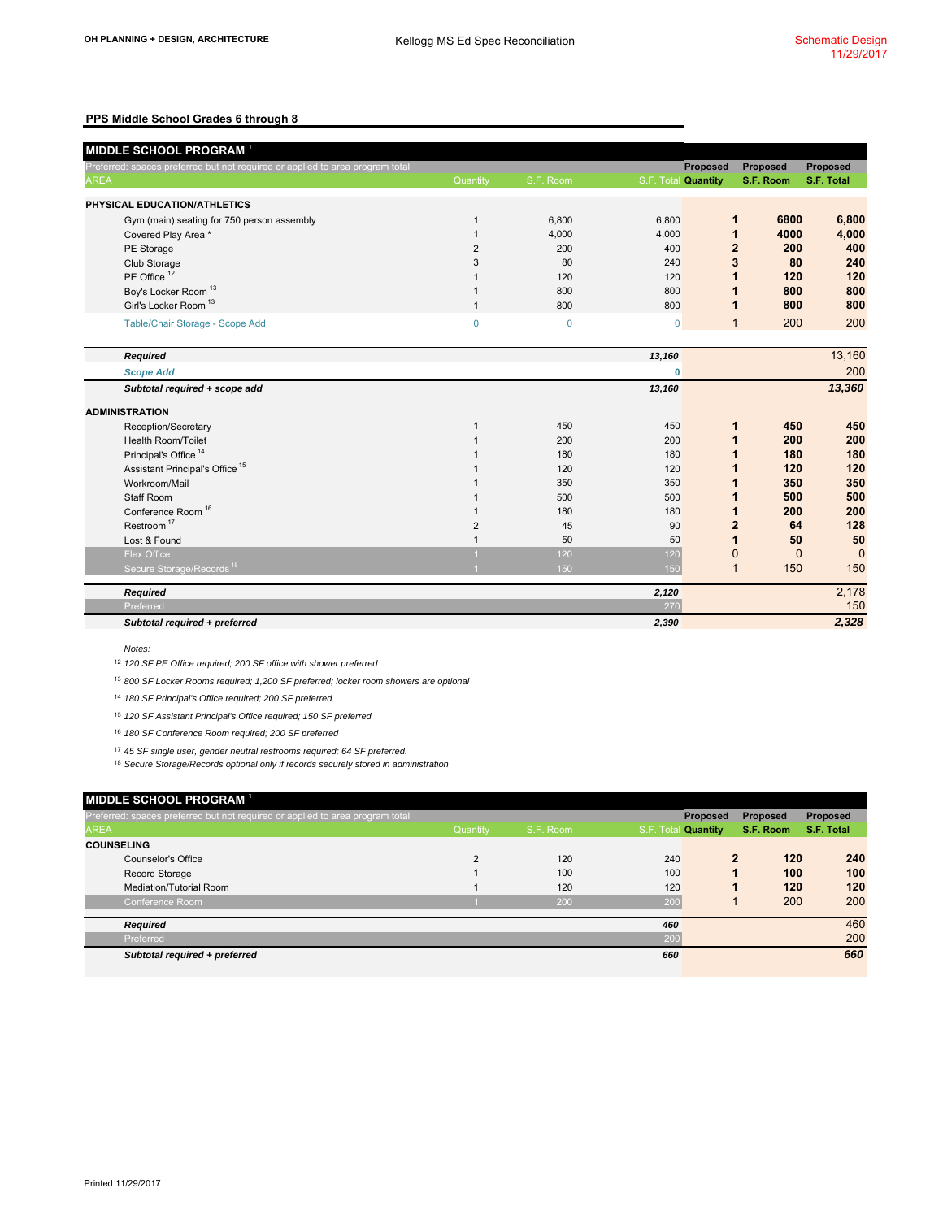OH PLANNING + DESIGN, ARCHITECTURE

Kellogg MS Ed Spec Reconciliation

Schematic Design
11/29/2017

## PPS Middle School Grades 6 through 8

### MIDDLE SCHOOL PROGRAM [1]

Preferred: spaces preferred but not required or applied to area program total

| AREA | Quantity | S.F. Room | S.F. Total | Proposed Quantity | Proposed S.F. Room | Proposed S.F. Total |
|---|---|---|---|---|---|---|
| **PHYSICAL EDUCATION/ATHLETICS** | | | | | | |
| Gym (main) seating for 750 person assembly | 1 | 6,800 | 6,800 | **1** | **6800** | **6,800** |
| Covered Play Area * | 1 | 4,000 | 4,000 | **1** | **4000** | **4,000** |
| PE Storage | 2 | 200 | 400 | **2** | **200** | **400** |
| Club Storage | 3 | 80 | 240 | **3** | **80** | **240** |
| PE Office [12] | 1 | 120 | 120 | **1** | **120** | **120** |
| Boy's Locker Room [13] | 1 | 800 | 800 | **1** | **800** | **800** |
| Girl's Locker Room [13] | 1 | 800 | 800 | **1** | **800** | **800** |
| Table/Chair Storage - Scope Add | 0 | 0 | 0 | 1 | 200 | 200 |
| ***Required*** | | | ***13,160*** | | | 13,160 |
| ***Scope Add*** | | | ***0*** | | | 200 |
| ***Subtotal required + scope add*** | | | ***13,160*** | | | ***13,360*** |
| **ADMINISTRATION** | | | | | | |
| Reception/Secretary | 1 | 450 | 450 | **1** | **450** | **450** |
| Health Room/Toilet | 1 | 200 | 200 | **1** | **200** | **200** |
| Principal's Office [14] | 1 | 180 | 180 | **1** | **180** | **180** |
| Assistant Principal's Office [15] | 1 | 120 | 120 | **1** | **120** | **120** |
| Workroom/Mail | 1 | 350 | 350 | **1** | **350** | **350** |
| Staff Room | 1 | 500 | 500 | **1** | **500** | **500** |
| Conference Room [16] | 1 | 180 | 180 | **1** | **200** | **200** |
| Restroom [17] | 2 | 45 | 90 | **2** | **64** | **128** |
| Lost & Found | 1 | 50 | 50 | **1** | **50** | **50** |
| Flex Office | 1 | 120 | 120 | 0 | 0 | 0 |
| Secure Storage/Records [18] | 1 | 150 | 150 | 1 | 150 | 150 |
| ***Required*** | | | ***2,120*** | | | 2,178 |
| Preferred | | | 270 | | | 150 |
| ***Subtotal required + preferred*** | | | ***2,390*** | | | ***2,328*** |

*Notes:*

[12] *120 SF PE Office required; 200 SF office with shower preferred*

[13] *800 SF Locker Rooms required; 1,200 SF preferred; locker room showers are optional*

[14] *180 SF Principal's Office required; 200 SF preferred*

[15] *120 SF Assistant Principal's Office required; 150 SF preferred*

[16] *180 SF Conference Room required; 200 SF preferred*

[17] *45 SF single user, gender neutral restrooms required; 64 SF preferred.*

[18] *Secure Storage/Records optional only if records securely stored in administration*

### MIDDLE SCHOOL PROGRAM [1]

Preferred: spaces preferred but not required or applied to area program total

| AREA | Quantity | S.F. Room | S.F. Total | Proposed Quantity | Proposed S.F. Room | Proposed S.F. Total |
|---|---|---|---|---|---|---|
| **COUNSELING** | | | | | | |
| Counselor's Office | 2 | 120 | 240 | **2** | **120** | **240** |
| Record Storage | 1 | 100 | 100 | **1** | **100** | **100** |
| Mediation/Tutorial Room | 1 | 120 | 120 | **1** | **120** | **120** |
| Conference Room | 1 | 200 | 200 | 1 | 200 | 200 |
| ***Required*** | | | ***460*** | | | 460 |
| Preferred | | | 200 | | | 200 |
| ***Subtotal required + preferred*** | | | ***660*** | | | ***660*** |

Printed 11/29/2017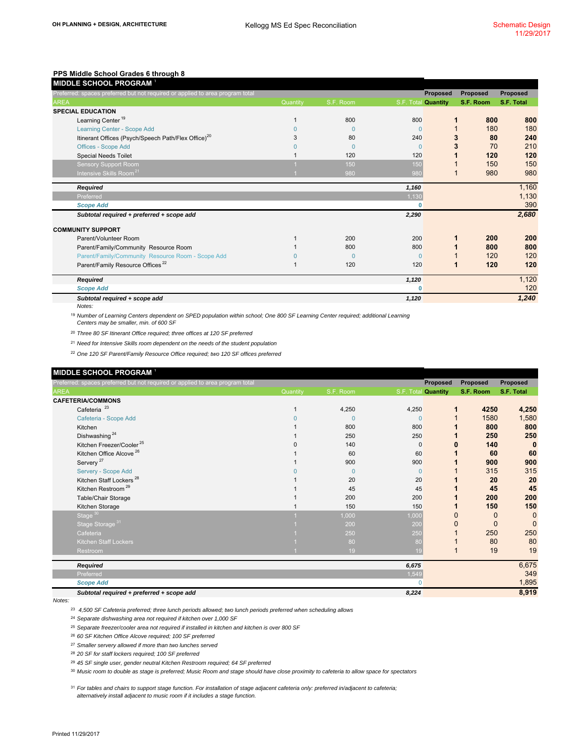## PPS Middle School Grades 6 through 8

| MIDDLE SCHOOL PROGRAM [1] | | | | Proposed | Proposed | Proposed |
|---|---|---|---|---|---|---|
| Preferred: spaces preferred but not required or applied to area program total | | | | | | |
| AREA | Quantity | S.F. Room | S.F. Total | Quantity | S.F. Room | S.F. Total |
| **SPECIAL EDUCATION** | | | | | | |
| Learning Center [19] | 1 | 800 | 800 | **1** | **800** | **800** |
| Learning Center - Scope Add | 0 | 0 | 0 | 1 | 180 | 180 |
| Itinerant Offices (Psych/Speech Path/Flex Office)[20] | 3 | 80 | 240 | **3** | **80** | **240** |
| Offices - Scope Add | 0 | 0 | 0 | **3** | 70 | 210 |
| Special Needs Toilet | 1 | 120 | 120 | **1** | **120** | **120** |
| Sensory Support Room | 1 | 150 | 150 | 1 | 150 | 150 |
| Intensive Skills Room [21] | 1 | 980 | 980 | 1 | 980 | 980 |
| ***Required*** | | | ***1,160*** | | | 1,160 |
| Preferred | | | 1,130 | | | 1,130 |
| ***Scope Add*** | | | 0 | | | 390 |
| ***Subtotal required + preferred + scope add*** | | | ***2,290*** | | | ***2,680*** |
| **COMMUNITY SUPPORT** | | | | | | |
| Parent/Volunteer Room | 1 | 200 | 200 | **1** | **200** | **200** |
| Parent/Family/Community Resource Room | 1 | 800 | 800 | **1** | **800** | **800** |
| Parent/Family/Community Resource Room - Scope Add | 0 | 0 | 0 | 1 | 120 | 120 |
| Parent/Family Resource Offices [22] | 1 | 120 | 120 | **1** | **120** | **120** |
| ***Required*** | | | ***1,120*** | | | 1,120 |
| ***Scope Add*** | | | 0 | | | 120 |
| ***Subtotal required + scope add*** | | | ***1,120*** | | | ***1,240*** |

*Notes:*

[19] *Number of Learning Centers dependent on SPED population within school; One 800 SF Learning Center required; additional Learning Centers may be smaller, min. of 600 SF*

[20] *Three 80 SF Itinerant Office required; three offices at 120 SF preferred*

[21] *Need for Intensive Skills room dependent on the needs of the student population*

[22] *One 120 SF Parent/Family Resource Office required; two 120 SF offices preferred*

| MIDDLE SCHOOL PROGRAM [1] | | | | Proposed | Proposed | Proposed |
|---|---|---|---|---|---|---|
| Preferred: spaces preferred but not required or applied to area program total | | | | | | |
| AREA | Quantity | S.F. Room | S.F. Total | Quantity | S.F. Room | S.F. Total |
| **CAFETERIA/COMMONS** | | | | | | |
| Cafeteria [23] | 1 | 4,250 | 4,250 | **1** | **4250** | **4,250** |
| Cafeteria - Scope Add | 0 | 0 | 0 | 1 | 1580 | 1,580 |
| Kitchen | 1 | 800 | 800 | **1** | **800** | **800** |
| Dishwashing [24] | 1 | 250 | 250 | **1** | **250** | **250** |
| Kitchen Freezer/Cooler [25] | 0 | 140 | 0 | **0** | **140** | **0** |
| Kitchen Office Alcove [26] | 1 | 60 | 60 | **1** | **60** | **60** |
| Servery [27] | 1 | 900 | 900 | **1** | **900** | **900** |
| Servery - Scope Add | 0 | 0 | 0 | 1 | 315 | 315 |
| Kitchen Staff Lockers [28] | 1 | 20 | 20 | **1** | **20** | **20** |
| Kitchen Restroom [29] | 1 | 45 | 45 | **1** | **45** | **45** |
| Table/Chair Storage | 1 | 200 | 200 | **1** | **200** | **200** |
| Kitchen Storage | 1 | 150 | 150 | **1** | **150** | **150** |
| Stage [30] | 1 | 1,000 | 1,000 | 0 | 0 | 0 |
| Stage Storage [31] | 1 | 200 | 200 | 0 | 0 | 0 |
| Cafeteria | 1 | 250 | 250 | 1 | 250 | 250 |
| Kitchen Staff Lockers | 1 | 80 | 80 | 1 | 80 | 80 |
| Restroom | 1 | 19 | 19 | 1 | 19 | 19 |
| ***Required*** | | | ***6,675*** | | | 6,675 |
| Preferred | | | 1,549 | | | 349 |
| ***Scope Add*** | | | 0 | | | 1,895 |
| ***Subtotal required + preferred + scope add*** | | | ***8,224*** | | | **8,919** |

*Notes:*

[23] *4,500 SF Cafeteria preferred; three lunch periods allowed; two lunch periods preferred when scheduling allows*

[24] *Separate dishwashing area not required if kitchen over 1,000 SF*

[25] *Separate freezer/cooler area not required if installed in kitchen and kitchen is over 800 SF*

[26] *60 SF Kitchen Office Alcove required; 100 SF preferred*

[27] *Smaller servery allowed if more than two lunches served*

[28] *20 SF for staff lockers required; 100 SF preferred*

[29] *45 SF single user, gender neutral Kitchen Restroom required; 64 SF preferred*

[30] *Music room to double as stage is preferred; Music Room and stage should have close proximity to cafeteria to allow space for spectators*

[31] *For tables and chairs to support stage function. For installation of stage adjacent cafeteria only: preferred in/adjacent to cafeteria; alternatively install adjacent to music room if it includes a stage function.*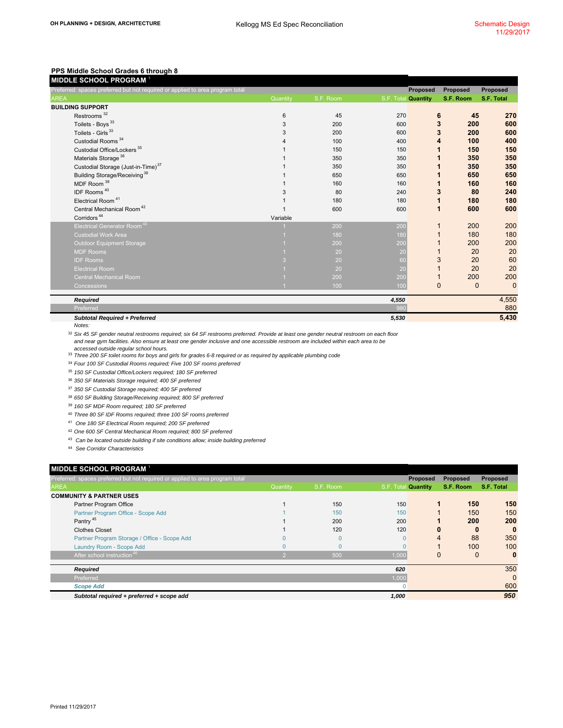## PPS Middle School Grades 6 through 8

| MIDDLE SCHOOL PROGRAM [1] | | | | | | |
|---|---|---|---|---|---|---|
| Preferred: spaces preferred but not required or applied to area program total | | | | Proposed | Proposed | Proposed |
| AREA | Quantity | S.F. Room | S.F. Total | Quantity | S.F. Room | S.F. Total |
| **BUILDING SUPPORT** | | | | | | |
| Restrooms [32] | 6 | 45 | 270 | **6** | **45** | **270** |
| Toilets - Boys [33] | 3 | 200 | 600 | **3** | **200** | **600** |
| Toilets - Girls [33] | 3 | 200 | 600 | **3** | **200** | **600** |
| Custodial Rooms [34] | 4 | 100 | 400 | **4** | **100** | **400** |
| Custodial Office/Lockers [35] | 1 | 150 | 150 | **1** | **150** | **150** |
| Materials Storage [36] | 1 | 350 | 350 | **1** | **350** | **350** |
| Custodial Storage (Just-in-Time) [37] | 1 | 350 | 350 | **1** | **350** | **350** |
| Building Storage/Receiving [38] | 1 | 650 | 650 | **1** | **650** | **650** |
| MDF Room [39] | 1 | 160 | 160 | **1** | **160** | **160** |
| IDF Rooms [40] | 3 | 80 | 240 | **3** | **80** | **240** |
| Electrical Room [41] | 1 | 180 | 180 | **1** | **180** | **180** |
| Central Mechanical Room [42] | 1 | 600 | 600 | **1** | **600** | **600** |
| Corridors [44] | Variable | | | | | |
| Electrical Generator Room [43] | 1 | 200 | 200 | 1 | 200 | 200 |
| Custodial Work Area | 1 | 180 | 180 | 1 | 180 | 180 |
| Outdoor Equipment Storage | 1 | 200 | 200 | 1 | 200 | 200 |
| MDF Rooms | 1 | 20 | 20 | 1 | 20 | 20 |
| IDF Rooms | 3 | 20 | 60 | 3 | 20 | 60 |
| Electrical Room | 1 | 20 | 20 | 1 | 20 | 20 |
| Central Mechanical Room | 1 | 200 | 200 | 1 | 200 | 200 |
| Concessions | 1 | 100 | 100 | 0 | 0 | 0 |
| ***Required*** | | | ***4,550*** | | | 4,550 |
| Preferred | | | 980 | | | 880 |
| ***Subtotal Required + Preferred*** | | | ***5,530*** | | | **5,430** |

*Notes:*

[32] *Six 45 SF gender neutral restrooms required; six 64 SF restrooms preferred. Provide at least one gender neutral restroom on each floor and near gym facilities. Also ensure at least one gender inclusive and one accessible restroom are included within each area to be accessed outside regular school hours.*

[33] *Three 200 SF toilet rooms for boys and girls for grades 6-8 required or as required by applicable plumbing code*

[34] *Four 100 SF Custodial Rooms required; Five 100 SF rooms preferred*

[35] *150 SF Custodial Office/Lockers required; 180 SF preferred*

[36] *350 SF Materials Storage required; 400 SF preferred*

[37] *350 SF Custodial Storage required; 400 SF preferred*

[38] *650 SF Building Storage/Receiving required; 800 SF preferred*

[39] *160 SF MDF Room required; 180 SF preferred*

[40] *Three 80 SF IDF Rooms required; three 100 SF rooms preferred*

[41] *One 180 SF Electrical Room required; 200 SF preferred*

[42] *One 600 SF Central Mechanical Room required; 800 SF preferred*

[43] *Can be located outside building if site conditions allow; inside building preferred*

[44] *See Corridor Characteristics*

| MIDDLE SCHOOL PROGRAM [1] | | | | | | |
|---|---|---|---|---|---|---|
| Preferred: spaces preferred but not required or applied to area program total | | | | Proposed | Proposed | Proposed |
| AREA | Quantity | S.F. Room | S.F. Total | Quantity | S.F. Room | S.F. Total |
| **COMMUNITY & PARTNER USES** | | | | | | |
| Partner Program Office | 1 | 150 | 150 | **1** | **150** | **150** |
| Partner Program Office - Scope Add | 1 | 150 | 150 | 1 | 150 | 150 |
| Pantry [45] | 1 | 200 | 200 | **1** | **200** | **200** |
| Clothes Closet | 1 | 120 | 120 | **0** | **0** | **0** |
| Partner Program Storage / Office - Scope Add | 0 | 0 | 0 | 4 | 88 | 350 |
| Laundry Room - Scope Add | 0 | 0 | 0 | 1 | 100 | 100 |
| After school instruction [46] | 2 | 500 | 1,000 | 0 | 0 | **0** |
| ***Required*** | | | ***620*** | | | 350 |
| Preferred | | | 1,000 | | | 0 |
| ***Scope Add*** | | | 0 | | | 600 |
| ***Subtotal required + preferred + scope add*** | | | ***1,000*** | | | ***950*** |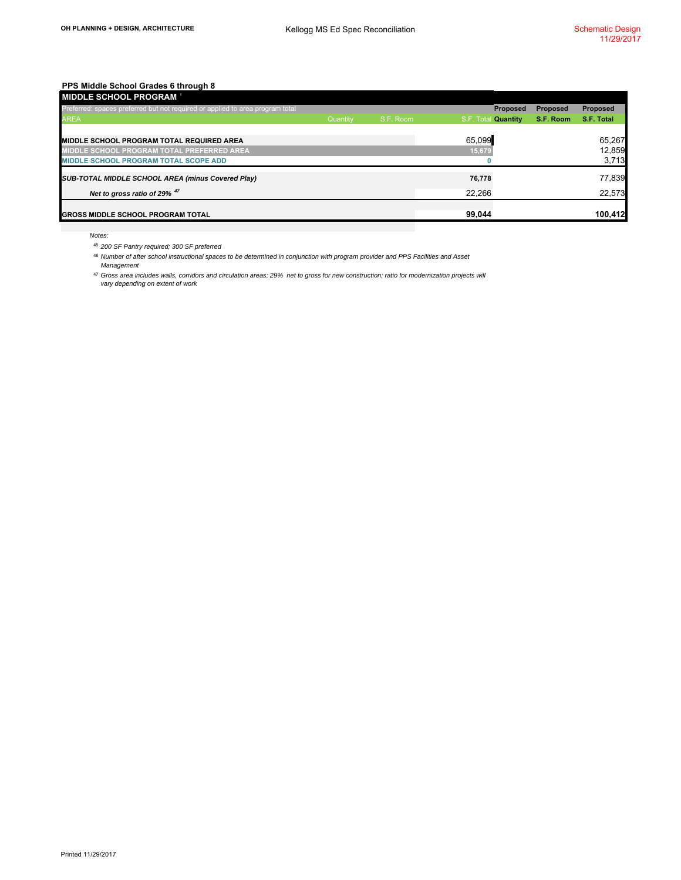## PPS Middle School Grades 6 through 8

| MIDDLE SCHOOL PROGRAM [1] | | | | | | |
|---|---|---|---|---|---|---|
| Preferred: spaces preferred but not required or applied to area program total | | | | Proposed | Proposed | Proposed |
| AREA | Quantity | S.F. Room | S.F. Total | Quantity | S.F. Room | S.F. Total |
| **MIDDLE SCHOOL PROGRAM TOTAL REQUIRED AREA** | | | 65,099 | | | 65,267 |
| **MIDDLE SCHOOL PROGRAM TOTAL PREFERRED AREA** | | | 15,679 | | | 12,859 |
| **MIDDLE SCHOOL PROGRAM TOTAL SCOPE ADD** | | | 0 | | | 3,713 |
| ***SUB-TOTAL MIDDLE SCHOOL AREA (minus Covered Play)*** | | | **76,778** | | | 77,839 |
| ***Net to gross ratio of 29%*** [47] | | | 22,266 | | | 22,573 |
| **GROSS MIDDLE SCHOOL PROGRAM TOTAL** | | | **99,044** | | | **100,412** |

*Notes:*

[45] *200 SF Pantry required; 300 SF preferred*

[46] *Number of after school instructional spaces to be determined in conjunction with program provider and PPS Facilities and Asset Management*

[47] *Gross area includes walls, corridors and circulation areas; 29% net to gross for new construction; ratio for modernization projects will vary depending on extent of work*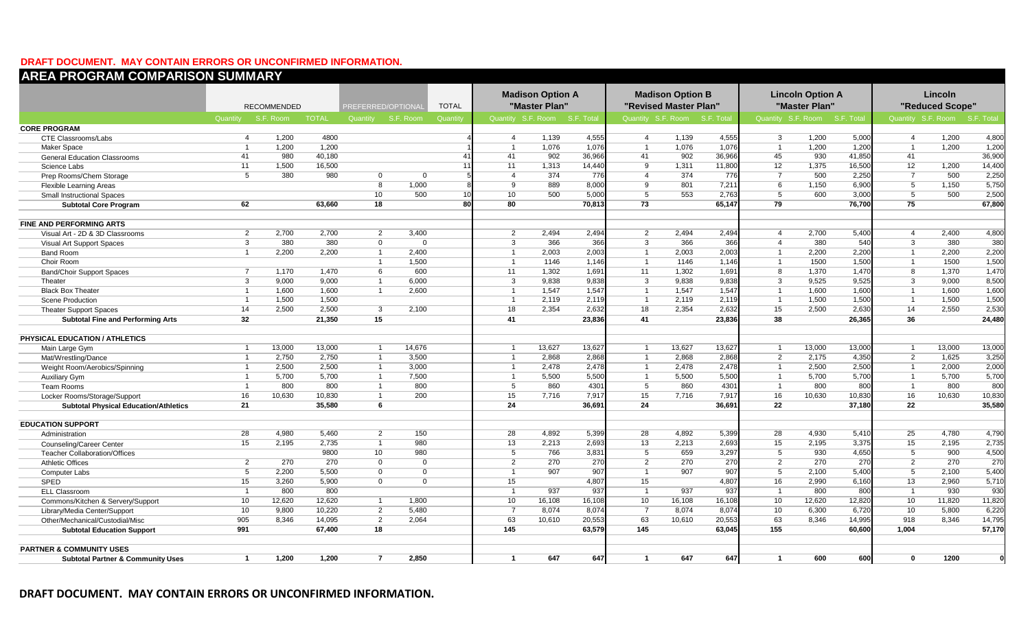**DRAFT DOCUMENT. MAY CONTAIN ERRORS OR UNCONFIRMED INFORMATION.**

# AREA PROGRAM COMPARISON SUMMARY

| | RECOMMENDED | | | PREFERRED/OPTIONAL | | TOTAL | Madison Option A "Master Plan" | | | Madison Option B "Revised Master Plan" | | | Lincoln Option A "Master Plan" | | | Lincoln "Reduced Scope" | | |
|---|---|---|---|---|---|---|---|---|---|---|---|---|---|---|---|---|---|---|
| | Quantity | S.F. Room | TOTAL | Quantity | S.F. Room | Quantity | Quantity | S.F. Room | S.F. Total | Quantity | S.F. Room | S.F. Total | Quantity | S.F. Room | S.F. Total | Quantity | S.F. Room | S.F. Total |
| **CORE PROGRAM** | | | | | | | | | | | | | | | | | | |
| CTE Classrooms/Labs | 4 | 1,200 | 4800 | | | 4 | 4 | 1,139 | 4,555 | 4 | 1,139 | 4,555 | 3 | 1,200 | 5,000 | 4 | 1,200 | 4,800 |
| Maker Space | 1 | 1,200 | 1,200 | | | 1 | 1 | 1,076 | 1,076 | 1 | 1,076 | 1,076 | 1 | 1,200 | 1,200 | 1 | 1,200 | 1,200 |
| General Education Classrooms | 41 | 980 | 40,180 | | | 41 | 41 | 902 | 36,966 | 41 | 902 | 36,966 | 45 | 930 | 41,850 | 41 | | 36,900 |
| Science Labs | 11 | 1,500 | 16,500 | | | 11 | 11 | 1,313 | 14,440 | 9 | 1,311 | 11,800 | 12 | 1,375 | 16,500 | 12 | 1,200 | 14,400 |
| Prep Rooms/Chem Storage | 5 | 380 | 980 | 0 | 0 | 5 | 4 | 374 | 776 | 4 | 374 | 776 | 7 | 500 | 2,250 | 7 | 500 | 2,250 |
| Flexible Learning Areas | | | | 8 | 1,000 | 8 | 9 | 889 | 8,000 | 9 | 801 | 7,211 | 6 | 1,150 | 6,900 | 5 | 1,150 | 5,750 |
| Small Instructional Spaces | | | | 10 | 500 | 10 | 10 | 500 | 5,000 | 5 | 553 | 2,763 | 5 | 600 | 3,000 | 5 | 500 | 2,500 |
| **Subtotal Core Program** | **62** | | **63,660** | **18** | | **80** | **80** | | **70,813** | **73** | | **65,147** | **79** | | **76,700** | **75** | | **67,800** |
| **FINE AND PERFORMING ARTS** | | | | | | | | | | | | | | | | | | |
| Visual Art - 2D & 3D Classrooms | 2 | 2,700 | 2,700 | 2 | 3,400 | | 2 | 2,494 | 2,494 | 2 | 2,494 | 2,494 | 4 | 2,700 | 5,400 | 4 | 2,400 | 4,800 |
| Visual Art Support Spaces | 3 | 380 | 380 | 0 | 0 | | 3 | 366 | 366 | 3 | 366 | 366 | 4 | 380 | 540 | 3 | 380 | 380 |
| Band Room | 1 | 2,200 | 2,200 | 1 | 2,400 | | 1 | 2,003 | 2,003 | 1 | 2,003 | 2,003 | 1 | 2,200 | 2,200 | 1 | 2,200 | 2,200 |
| Choir Room | | | | 1 | 1,500 | | 1 | 1146 | 1,146 | 1 | 1146 | 1,146 | 1 | 1500 | 1,500 | 1 | 1500 | 1,500 |
| Band/Choir Support Spaces | 7 | 1,170 | 1,470 | 6 | 600 | | 11 | 1,302 | 1,691 | 11 | 1,302 | 1,691 | 8 | 1,370 | 1,470 | 8 | 1,370 | 1,470 |
| Theater | 3 | 9,000 | 9,000 | 1 | 6,000 | | 3 | 9,838 | 9,838 | 3 | 9,838 | 9,838 | 3 | 9,525 | 9,525 | 3 | 9,000 | 8,500 |
| Black Box Theater | 1 | 1,600 | 1,600 | 1 | 2,600 | | 1 | 1,547 | 1,547 | 1 | 1,547 | 1,547 | 1 | 1,600 | 1,600 | 1 | 1,600 | 1,600 |
| Scene Production | 1 | 1,500 | 1,500 | | | | 1 | 2,119 | 2,119 | 1 | 2,119 | 2,119 | 1 | 1,500 | 1,500 | 1 | 1,500 | 1,500 |
| Theater Support Spaces | 14 | 2,500 | 2,500 | 3 | 2,100 | | 18 | 2,354 | 2,632 | 18 | 2,354 | 2,632 | 15 | 2,500 | 2,630 | 14 | 2,550 | 2,530 |
| **Subtotal Fine and Performing Arts** | **32** | | **21,350** | **15** | | | **41** | | **23,836** | **41** | | **23,836** | **38** | | **26,365** | **36** | | **24,480** |
| **PHYSICAL EDUCATION / ATHLETICS** | | | | | | | | | | | | | | | | | | |
| Main Large Gym | 1 | 13,000 | 13,000 | 1 | 14,676 | | 1 | 13,627 | 13,627 | 1 | 13,627 | 13,627 | 1 | 13,000 | 13,000 | 1 | 13,000 | 13,000 |
| Mat/Wrestling/Dance | 1 | 2,750 | 2,750 | 1 | 3,500 | | 1 | 2,868 | 2,868 | 1 | 2,868 | 2,868 | 2 | 2,175 | 4,350 | 2 | 1,625 | 3,250 |
| Weight Room/Aerobics/Spinning | 1 | 2,500 | 2,500 | 1 | 3,000 | | 1 | 2,478 | 2,478 | 1 | 2,478 | 2,478 | 1 | 2,500 | 2,500 | 1 | 2,000 | 2,000 |
| Auxiliary Gym | 1 | 5,700 | 5,700 | 1 | 7,500 | | 1 | 5,500 | 5,500 | 1 | 5,500 | 5,500 | 1 | 5,700 | 5,700 | 1 | 5,700 | 5,700 |
| Team Rooms | 1 | 800 | 800 | 1 | 800 | | 5 | 860 | 4301 | 5 | 860 | 4301 | 1 | 800 | 800 | 1 | 800 | 800 |
| Locker Rooms/Storage/Support | 16 | 10,630 | 10,830 | 1 | 200 | | 15 | 7,716 | 7,917 | 15 | 7,716 | 7,917 | 16 | 10,630 | 10,830 | 16 | 10,630 | 10,830 |
| **Subtotal Physical Education/Athletics** | **21** | | **35,580** | **6** | | | **24** | | **36,691** | **24** | | **36,691** | **22** | | **37,180** | **22** | | **35,580** |
| **EDUCATION SUPPORT** | | | | | | | | | | | | | | | | | | |
| Administration | 28 | 4,980 | 5,460 | 2 | 150 | | 28 | 4,892 | 5,399 | 28 | 4,892 | 5,399 | 28 | 4,930 | 5,410 | 25 | 4,780 | 4,790 |
| Counseling/Career Center | 15 | 2,195 | 2,735 | 1 | 980 | | 13 | 2,213 | 2,693 | 13 | 2,213 | 2,693 | 15 | 2,195 | 3,375 | 15 | 2,195 | 2,735 |
| Teacher Collaboration/Offices | | | 9800 | 10 | 980 | | 5 | 766 | 3,831 | 5 | 659 | 3,297 | 5 | 930 | 4,650 | 5 | 900 | 4,500 |
| Athletic Offices | 2 | 270 | 270 | 0 | 0 | | 2 | 270 | 270 | 2 | 270 | 270 | 2 | 270 | 270 | 2 | 270 | 270 |
| Computer Labs | 5 | 2,200 | 5,500 | 0 | 0 | | 1 | 907 | 907 | 1 | 907 | 907 | 5 | 2,100 | 5,400 | 5 | 2,100 | 5,400 |
| SPED | 15 | 3,260 | 5,900 | 0 | 0 | | 15 | | 4,807 | 15 | | 4,807 | 16 | 2,990 | 6,160 | 13 | 2,960 | 5,710 |
| ELL Classroom | 1 | 800 | 800 | | | | 1 | 937 | 937 | 1 | 937 | 937 | 1 | 800 | 800 | 1 | 930 | 930 |
| Commons/Kitchen & Servery/Support | 10 | 12,620 | 12,620 | 1 | 1,800 | | 10 | 16,108 | 16,108 | 10 | 16,108 | 16,108 | 10 | 12,620 | 12,820 | 10 | 11,820 | 11,820 |
| Library/Media Center/Support | 10 | 9,800 | 10,220 | 2 | 5,480 | | 7 | 8,074 | 8,074 | 7 | 8,074 | 8,074 | 10 | 6,300 | 6,720 | 10 | 5,800 | 6,220 |
| Other/Mechanical/Custodial/Misc | 905 | 8,346 | 14,095 | 2 | 2,064 | | 63 | 10,610 | 20,553 | 63 | 10,610 | 20,553 | 63 | 8,346 | 14,995 | 918 | 8,346 | 14,795 |
| **Subtotal Education Support** | **991** | | **67,400** | **18** | | | **145** | | **63,579** | **145** | | **63,045** | **155** | | **60,600** | **1,004** | | **57,170** |
| **PARTNER & COMMUNITY USES** | | | | | | | | | | | | | | | | | | |
| **Subtotal Partner & Community Uses** | **1** | **1,200** | **1,200** | **7** | **2,850** | | **1** | **647** | **647** | **1** | **647** | **647** | **1** | **600** | **600** | **0** | **1200** | **0** |

**DRAFT DOCUMENT. MAY CONTAIN ERRORS OR UNCONFIRMED INFORMATION.**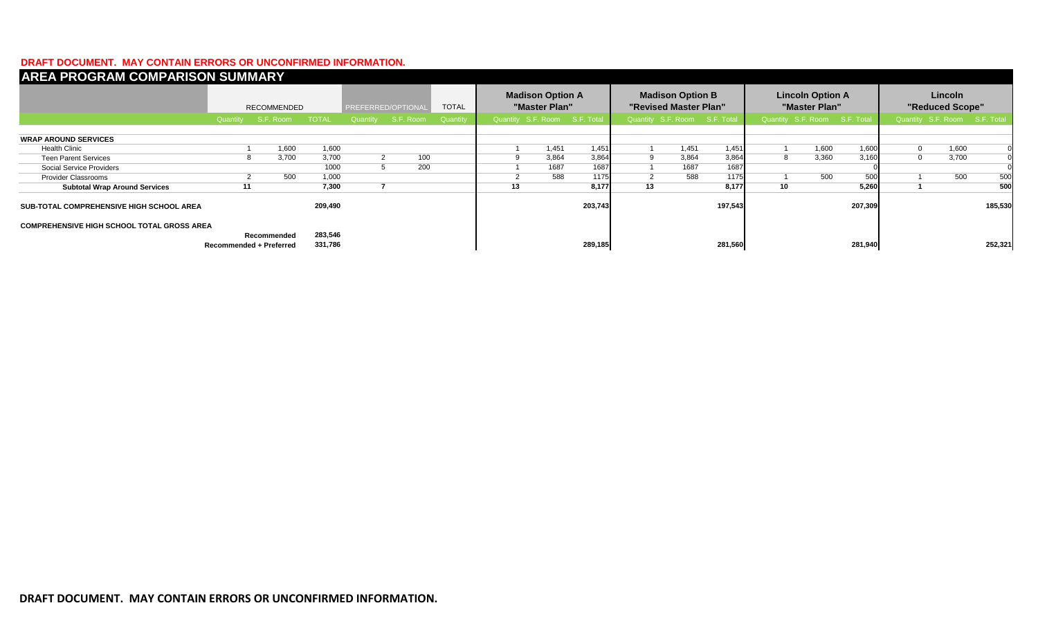**DRAFT DOCUMENT. MAY CONTAIN ERRORS OR UNCONFIRMED INFORMATION.**

## AREA PROGRAM COMPARISON SUMMARY

| | RECOMMENDED | | | PREFERRED/OPTIONAL | | TOTAL | Madison Option A "Master Plan" | | | Madison Option B "Revised Master Plan" | | | Lincoln Option A "Master Plan" | | | Lincoln "Reduced Scope" | | |
|---|---|---|---|---|---|---|---|---|---|---|---|---|---|---|---|---|---|---|
| | Quantity | S.F. Room | TOTAL | Quantity | S.F. Room | Quantity | Quantity | S.F. Room | S.F. Total | Quantity | S.F. Room | S.F. Total | Quantity | S.F. Room | S.F. Total | Quantity | S.F. Room | S.F. Total |
| **WRAP AROUND SERVICES** | | | | | | | | | | | | | | | | | | |
| Health Clinic | 1 | 1,600 | 1,600 | | | | 1 | 1,451 | 1,451 | 1 | 1,451 | 1,451 | 1 | 1,600 | 1,600 | 0 | 1,600 | 0 |
| Teen Parent Services | 8 | 3,700 | 3,700 | 2 | 100 | | 9 | 3,864 | 3,864 | 9 | 3,864 | 3,864 | 8 | 3,360 | 3,160 | 0 | 3,700 | 0 |
| Social Service Providers | | | 1000 | 5 | 200 | | 1 | 1687 | 1687 | 1 | 1687 | 1687 | | | 0 | | | 0 |
| Provider Classrooms | 2 | 500 | 1,000 | | | | 2 | 588 | 1175 | 2 | 588 | 1175 | 1 | 500 | 500 | 1 | 500 | 500 |
| **Subtotal Wrap Around Services** | **11** | | **7,300** | **7** | | | **13** | | **8,177** | **13** | | **8,177** | **10** | | **5,260** | **1** | | **500** |
| **SUB-TOTAL COMPREHENSIVE HIGH SCHOOL AREA** | | | **209,490** | | | | | | **203,743** | | | **197,543** | | | **207,309** | | | **185,530** |
| **COMPREHENSIVE HIGH SCHOOL TOTAL GROSS AREA** | | | | | | | | | | | | | | | | | | |
| | **Recommended** | | **283,546** | | | | | | | | | | | | | | | |
| | **Recommended + Preferred** | | **331,786** | | | | | | **289,185** | | | **281,560** | | | **281,940** | | | **252,321** |

**DRAFT DOCUMENT. MAY CONTAIN ERRORS OR UNCONFIRMED INFORMATION.**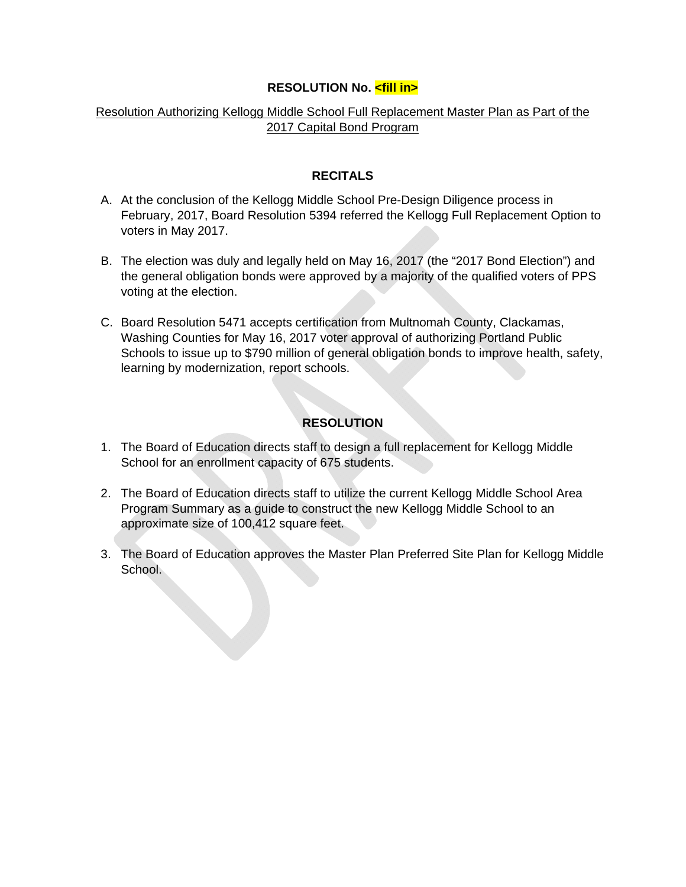**RESOLUTION No. <fill in>**

Resolution Authorizing Kellogg Middle School Full Replacement Master Plan as Part of the 2017 Capital Bond Program

**RECITALS**

A. At the conclusion of the Kellogg Middle School Pre-Design Diligence process in February, 2017, Board Resolution 5394 referred the Kellogg Full Replacement Option to voters in May 2017.

B. The election was duly and legally held on May 16, 2017 (the "2017 Bond Election") and the general obligation bonds were approved by a majority of the qualified voters of PPS voting at the election.

C. Board Resolution 5471 accepts certification from Multnomah County, Clackamas, Washing Counties for May 16, 2017 voter approval of authorizing Portland Public Schools to issue up to $790 million of general obligation bonds to improve health, safety, learning by modernization, report schools.

**RESOLUTION**

1. The Board of Education directs staff to design a full replacement for Kellogg Middle School for an enrollment capacity of 675 students.

2. The Board of Education directs staff to utilize the current Kellogg Middle School Area Program Summary as a guide to construct the new Kellogg Middle School to an approximate size of 100,412 square feet.

3. The Board of Education approves the Master Plan Preferred Site Plan for Kellogg Middle School.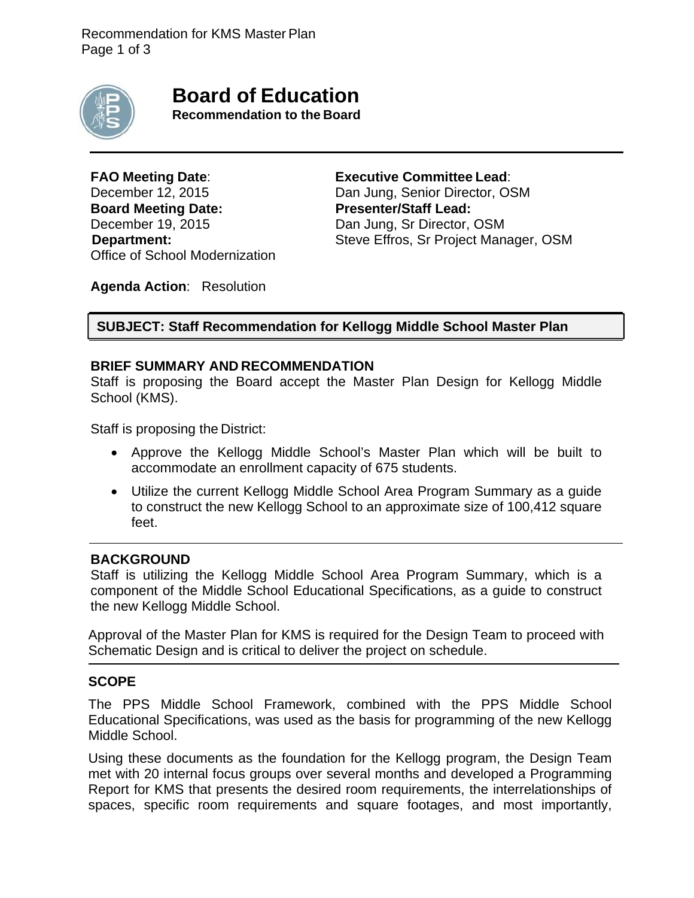# Board of Education

**Recommendation to the Board**

**FAO Meeting Date**:
December 12, 2015

**Board Meeting Date:**
December 19, 2015

**Department:**
Office of School Modernization

**Executive Committee Lead**:
Dan Jung, Senior Director, OSM

**Presenter/Staff Lead:**
Dan Jung, Sr Director, OSM
Steve Effros, Sr Project Manager, OSM

**Agenda Action**: Resolution

**SUBJECT: Staff Recommendation for Kellogg Middle School Master Plan**

## BRIEF SUMMARY AND RECOMMENDATION

Staff is proposing the Board accept the Master Plan Design for Kellogg Middle School (KMS).

Staff is proposing the District:

- Approve the Kellogg Middle School's Master Plan which will be built to accommodate an enrollment capacity of 675 students.
- Utilize the current Kellogg Middle School Area Program Summary as a guide to construct the new Kellogg School to an approximate size of 100,412 square feet.

## BACKGROUND

Staff is utilizing the Kellogg Middle School Area Program Summary, which is a component of the Middle School Educational Specifications, as a guide to construct the new Kellogg Middle School.

Approval of the Master Plan for KMS is required for the Design Team to proceed with Schematic Design and is critical to deliver the project on schedule.

## SCOPE

The PPS Middle School Framework, combined with the PPS Middle School Educational Specifications, was used as the basis for programming of the new Kellogg Middle School.

Using these documents as the foundation for the Kellogg program, the Design Team met with 20 internal focus groups over several months and developed a Programming Report for KMS that presents the desired room requirements, the interrelationships of spaces, specific room requirements and square footages, and most importantly,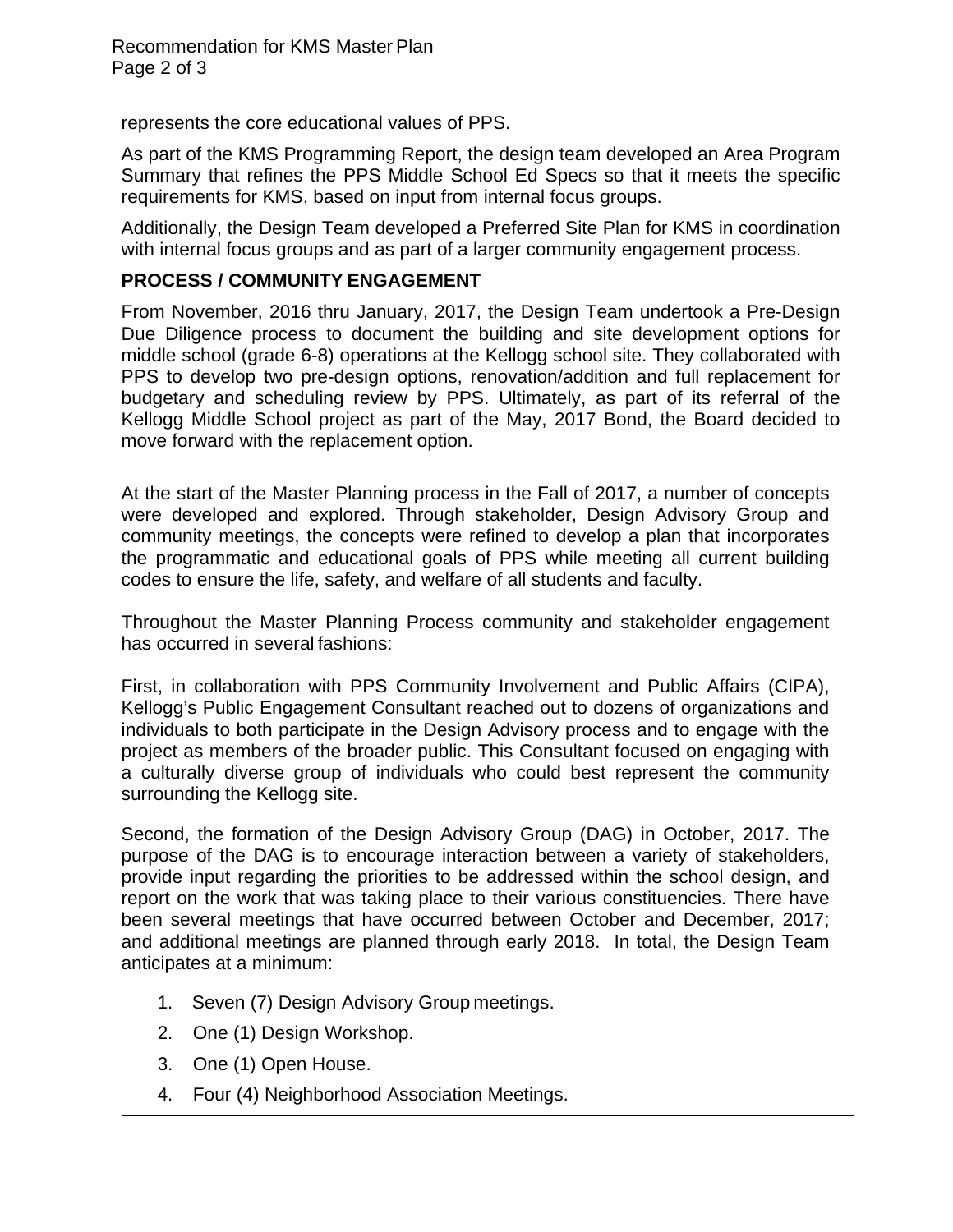represents the core educational values of PPS.

As part of the KMS Programming Report, the design team developed an Area Program Summary that refines the PPS Middle School Ed Specs so that it meets the specific requirements for KMS, based on input from internal focus groups.

Additionally, the Design Team developed a Preferred Site Plan for KMS in coordination with internal focus groups and as part of a larger community engagement process.

**PROCESS / COMMUNITY ENGAGEMENT**

From November, 2016 thru January, 2017, the Design Team undertook a Pre-Design Due Diligence process to document the building and site development options for middle school (grade 6-8) operations at the Kellogg school site. They collaborated with PPS to develop two pre-design options, renovation/addition and full replacement for budgetary and scheduling review by PPS. Ultimately, as part of its referral of the Kellogg Middle School project as part of the May, 2017 Bond, the Board decided to move forward with the replacement option.

At the start of the Master Planning process in the Fall of 2017, a number of concepts were developed and explored. Through stakeholder, Design Advisory Group and community meetings, the concepts were refined to develop a plan that incorporates the programmatic and educational goals of PPS while meeting all current building codes to ensure the life, safety, and welfare of all students and faculty.

Throughout the Master Planning Process community and stakeholder engagement has occurred in several fashions:

First, in collaboration with PPS Community Involvement and Public Affairs (CIPA), Kellogg's Public Engagement Consultant reached out to dozens of organizations and individuals to both participate in the Design Advisory process and to engage with the project as members of the broader public. This Consultant focused on engaging with a culturally diverse group of individuals who could best represent the community surrounding the Kellogg site.

Second, the formation of the Design Advisory Group (DAG) in October, 2017. The purpose of the DAG is to encourage interaction between a variety of stakeholders, provide input regarding the priorities to be addressed within the school design, and report on the work that was taking place to their various constituencies. There have been several meetings that have occurred between October and December, 2017; and additional meetings are planned through early 2018. In total, the Design Team anticipates at a minimum:

1. Seven (7) Design Advisory Group meetings.
2. One (1) Design Workshop.
3. One (1) Open House.
4. Four (4) Neighborhood Association Meetings.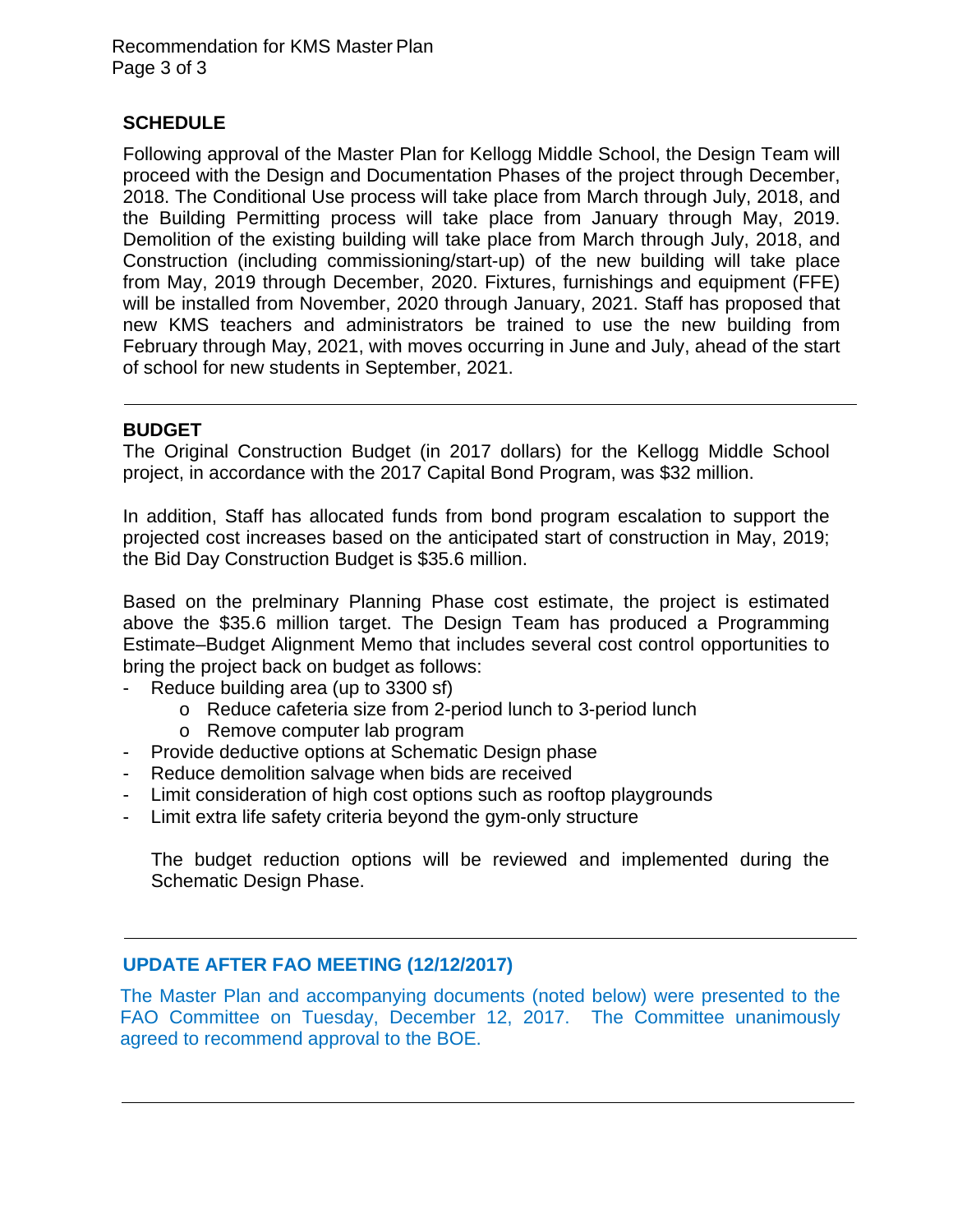## SCHEDULE

Following approval of the Master Plan for Kellogg Middle School, the Design Team will proceed with the Design and Documentation Phases of the project through December, 2018. The Conditional Use process will take place from March through July, 2018, and the Building Permitting process will take place from January through May, 2019. Demolition of the existing building will take place from March through July, 2018, and Construction (including commissioning/start-up) of the new building will take place from May, 2019 through December, 2020. Fixtures, furnishings and equipment (FFE) will be installed from November, 2020 through January, 2021. Staff has proposed that new KMS teachers and administrators be trained to use the new building from February through May, 2021, with moves occurring in June and July, ahead of the start of school for new students in September, 2021.

---

## BUDGET

The Original Construction Budget (in 2017 dollars) for the Kellogg Middle School project, in accordance with the 2017 Capital Bond Program, was $32 million.

In addition, Staff has allocated funds from bond program escalation to support the projected cost increases based on the anticipated start of construction in May, 2019; the Bid Day Construction Budget is $35.6 million.

Based on the prelminary Planning Phase cost estimate, the project is estimated above the $35.6 million target. The Design Team has produced a Programming Estimate–Budget Alignment Memo that includes several cost control opportunities to bring the project back on budget as follows:

- Reduce building area (up to 3300 sf)
  - Reduce cafeteria size from 2-period lunch to 3-period lunch
  - Remove computer lab program
- Provide deductive options at Schematic Design phase
- Reduce demolition salvage when bids are received
- Limit consideration of high cost options such as rooftop playgrounds
- Limit extra life safety criteria beyond the gym-only structure

The budget reduction options will be reviewed and implemented during the Schematic Design Phase.

---

## UPDATE AFTER FAO MEETING (12/12/2017)

The Master Plan and accompanying documents (noted below) were presented to the FAO Committee on Tuesday, December 12, 2017. The Committee unanimously agreed to recommend approval to the BOE.

---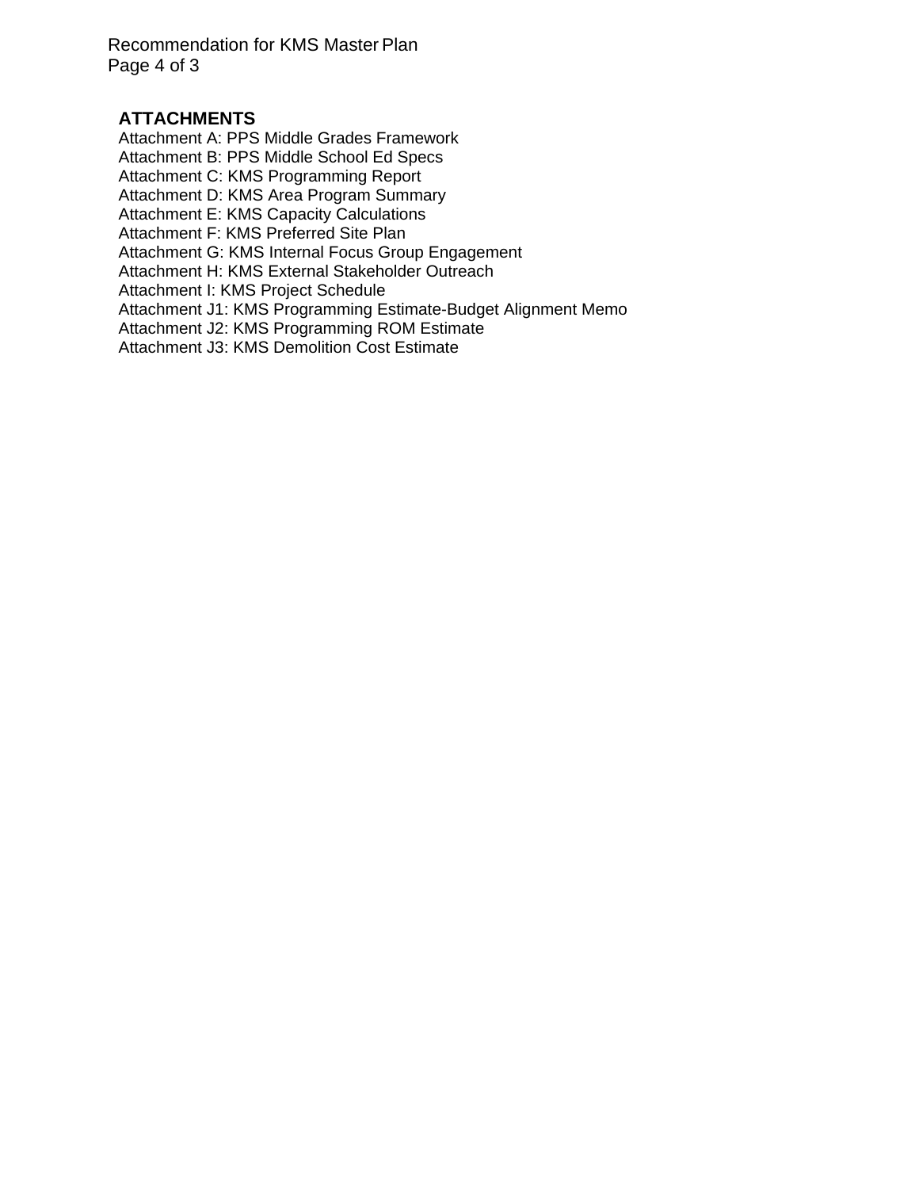## ATTACHMENTS

Attachment A: PPS Middle Grades Framework
Attachment B: PPS Middle School Ed Specs
Attachment C: KMS Programming Report
Attachment D: KMS Area Program Summary
Attachment E: KMS Capacity Calculations
Attachment F: KMS Preferred Site Plan
Attachment G: KMS Internal Focus Group Engagement
Attachment H: KMS External Stakeholder Outreach
Attachment I: KMS Project Schedule
Attachment J1: KMS Programming Estimate-Budget Alignment Memo
Attachment J2: KMS Programming ROM Estimate
Attachment J3: KMS Demolition Cost Estimate